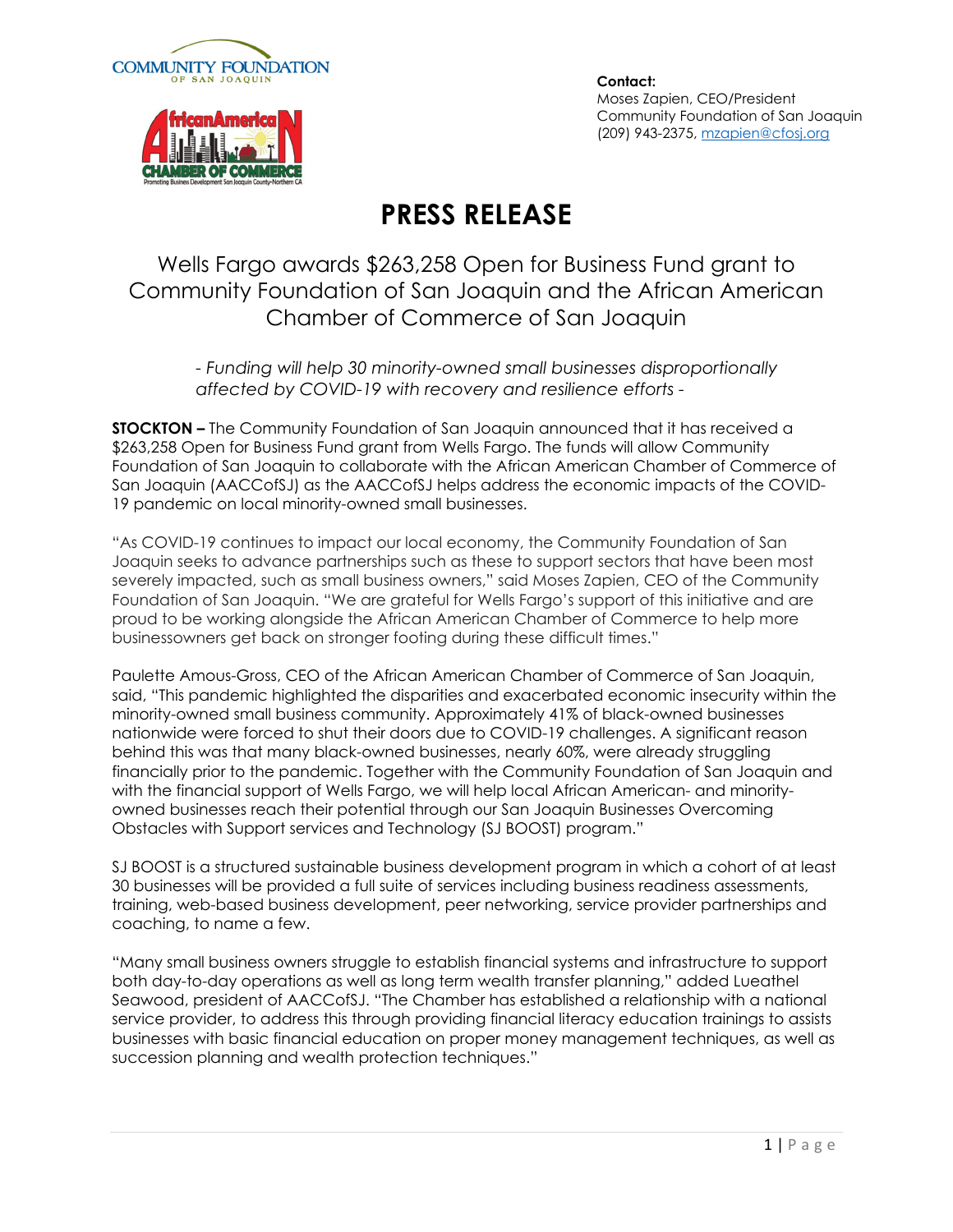**Contact:**
Moses Zapien, CEO/President
Community Foundation of San Joaquin
(209) 943-2375, mzapien@cfosj.org

# PRESS RELEASE

## Wells Fargo awards $263,258 Open for Business Fund grant to Community Foundation of San Joaquin and the African American Chamber of Commerce of San Joaquin

*- Funding will help 30 minority-owned small businesses disproportionally affected by COVID-19 with recovery and resilience efforts -*

**STOCKTON –** The Community Foundation of San Joaquin announced that it has received a $263,258 Open for Business Fund grant from Wells Fargo. The funds will allow Community Foundation of San Joaquin to collaborate with the African American Chamber of Commerce of San Joaquin (AACCofSJ) as the AACCofSJ helps address the economic impacts of the COVID-19 pandemic on local minority-owned small businesses.

"As COVID-19 continues to impact our local economy, the Community Foundation of San Joaquin seeks to advance partnerships such as these to support sectors that have been most severely impacted, such as small business owners," said Moses Zapien, CEO of the Community Foundation of San Joaquin. "We are grateful for Wells Fargo's support of this initiative and are proud to be working alongside the African American Chamber of Commerce to help more businessowners get back on stronger footing during these difficult times."

Paulette Amous-Gross, CEO of the African American Chamber of Commerce of San Joaquin, said, "This pandemic highlighted the disparities and exacerbated economic insecurity within the minority-owned small business community. Approximately 41% of black-owned businesses nationwide were forced to shut their doors due to COVID-19 challenges. A significant reason behind this was that many black-owned businesses, nearly 60%, were already struggling financially prior to the pandemic. Together with the Community Foundation of San Joaquin and with the financial support of Wells Fargo, we will help local African American- and minority-owned businesses reach their potential through our San Joaquin Businesses Overcoming Obstacles with Support services and Technology (SJ BOOST) program."

SJ BOOST is a structured sustainable business development program in which a cohort of at least 30 businesses will be provided a full suite of services including business readiness assessments, training, web-based business development, peer networking, service provider partnerships and coaching, to name a few.

"Many small business owners struggle to establish financial systems and infrastructure to support both day-to-day operations as well as long term wealth transfer planning," added Lueathel Seawood, president of AACCofSJ. "The Chamber has established a relationship with a national service provider, to address this through providing financial literacy education trainings to assists businesses with basic financial education on proper money management techniques, as well as succession planning and wealth protection techniques."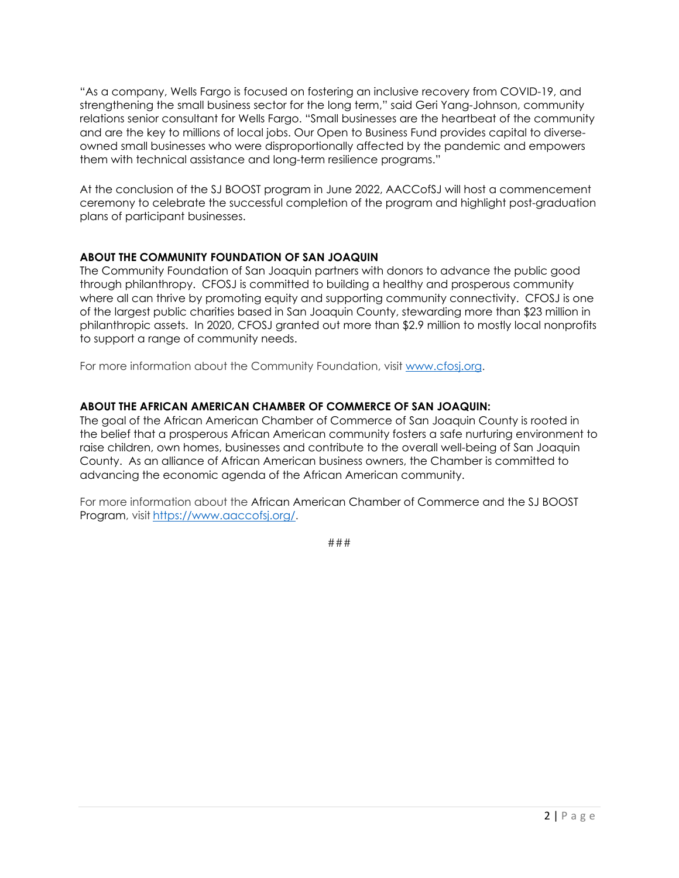"As a company, Wells Fargo is focused on fostering an inclusive recovery from COVID-19, and strengthening the small business sector for the long term," said Geri Yang-Johnson, community relations senior consultant for Wells Fargo. "Small businesses are the heartbeat of the community and are the key to millions of local jobs. Our Open to Business Fund provides capital to diverse-owned small businesses who were disproportionally affected by the pandemic and empowers them with technical assistance and long-term resilience programs."

At the conclusion of the SJ BOOST program in June 2022, AACCofSJ will host a commencement ceremony to celebrate the successful completion of the program and highlight post-graduation plans of participant businesses.

**ABOUT THE COMMUNITY FOUNDATION OF SAN JOAQUIN**

The Community Foundation of San Joaquin partners with donors to advance the public good through philanthropy. CFOSJ is committed to building a healthy and prosperous community where all can thrive by promoting equity and supporting community connectivity. CFOSJ is one of the largest public charities based in San Joaquin County, stewarding more than $23 million in philanthropic assets. In 2020, CFOSJ granted out more than $2.9 million to mostly local nonprofits to support a range of community needs.

For more information about the Community Foundation, visit [www.cfosj.org](http://www.cfosj.org).

**ABOUT THE AFRICAN AMERICAN CHAMBER OF COMMERCE OF SAN JOAQUIN:**

The goal of the African American Chamber of Commerce of San Joaquin County is rooted in the belief that a prosperous African American community fosters a safe nurturing environment to raise children, own homes, businesses and contribute to the overall well-being of San Joaquin County. As an alliance of African American business owners, the Chamber is committed to advancing the economic agenda of the African American community.

For more information about the African American Chamber of Commerce and the SJ BOOST Program, visit [https://www.aaccofsj.org/](https://www.aaccofsj.org/).

###